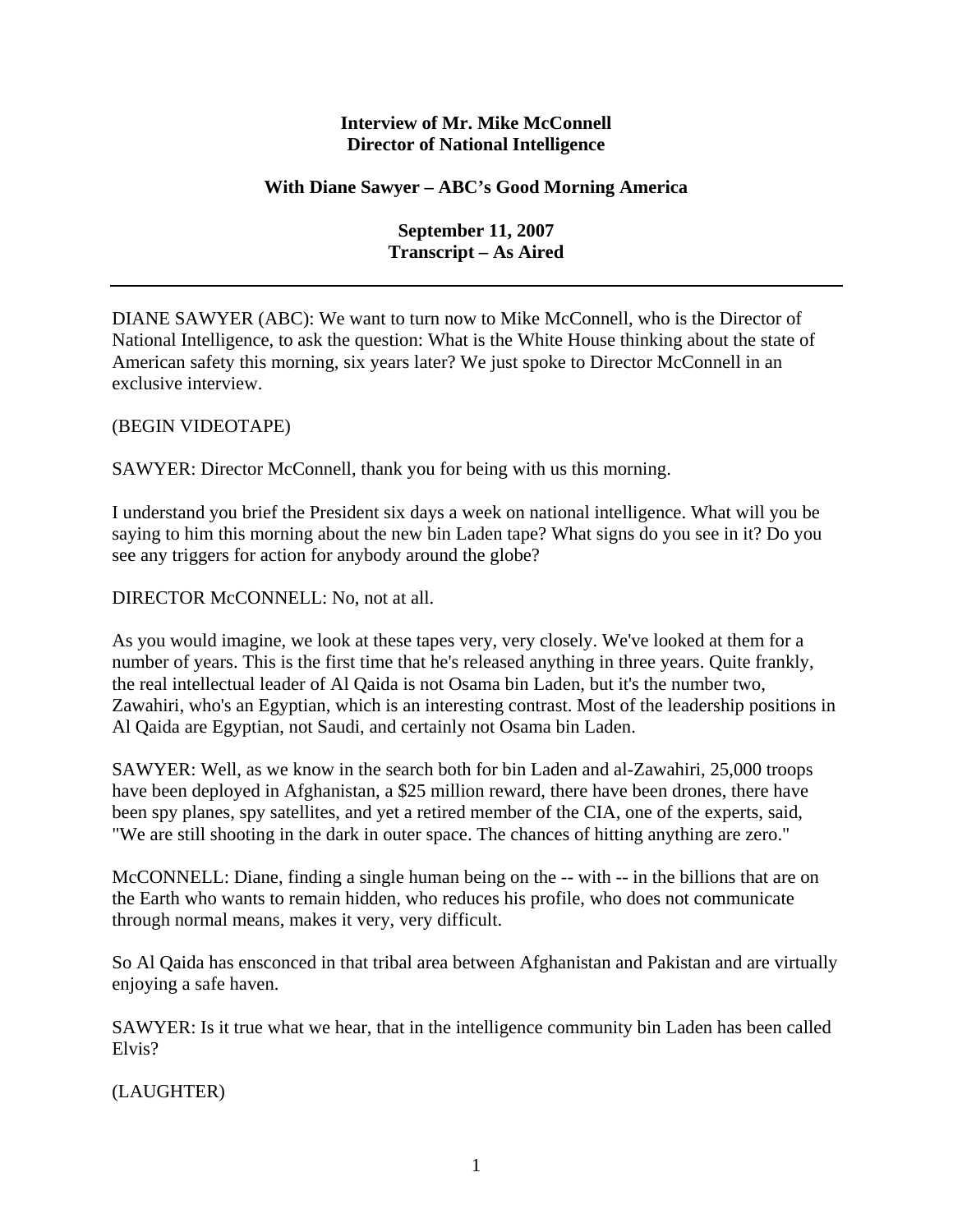**Interview of Mr. Mike McConnell**
**Director of National Intelligence**

**With Diane Sawyer – ABC's Good Morning America**

**September 11, 2007**
**Transcript – As Aired**

---

DIANE SAWYER (ABC): We want to turn now to Mike McConnell, who is the Director of National Intelligence, to ask the question: What is the White House thinking about the state of American safety this morning, six years later? We just spoke to Director McConnell in an exclusive interview.

(BEGIN VIDEOTAPE)

SAWYER: Director McConnell, thank you for being with us this morning.

I understand you brief the President six days a week on national intelligence. What will you be saying to him this morning about the new bin Laden tape? What signs do you see in it? Do you see any triggers for action for anybody around the globe?

DIRECTOR McCONNELL: No, not at all.

As you would imagine, we look at these tapes very, very closely. We've looked at them for a number of years. This is the first time that he's released anything in three years. Quite frankly, the real intellectual leader of Al Qaida is not Osama bin Laden, but it's the number two, Zawahiri, who's an Egyptian, which is an interesting contrast. Most of the leadership positions in Al Qaida are Egyptian, not Saudi, and certainly not Osama bin Laden.

SAWYER: Well, as we know in the search both for bin Laden and al-Zawahiri, 25,000 troops have been deployed in Afghanistan, a $25 million reward, there have been drones, there have been spy planes, spy satellites, and yet a retired member of the CIA, one of the experts, said, "We are still shooting in the dark in outer space. The chances of hitting anything are zero."

McCONNELL: Diane, finding a single human being on the -- with -- in the billions that are on the Earth who wants to remain hidden, who reduces his profile, who does not communicate through normal means, makes it very, very difficult.

So Al Qaida has ensconced in that tribal area between Afghanistan and Pakistan and are virtually enjoying a safe haven.

SAWYER: Is it true what we hear, that in the intelligence community bin Laden has been called Elvis?

(LAUGHTER)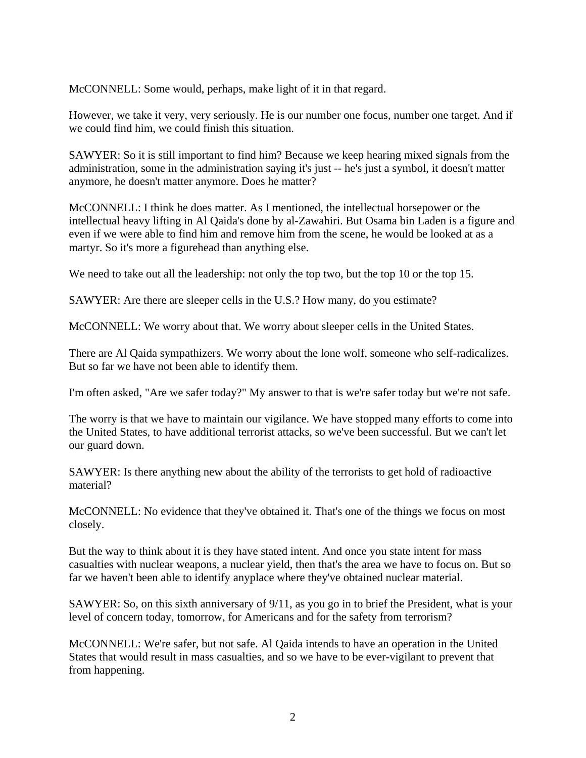McCONNELL: Some would, perhaps, make light of it in that regard.

However, we take it very, very seriously. He is our number one focus, number one target. And if we could find him, we could finish this situation.

SAWYER: So it is still important to find him? Because we keep hearing mixed signals from the administration, some in the administration saying it's just -- he's just a symbol, it doesn't matter anymore, he doesn't matter anymore. Does he matter?

McCONNELL: I think he does matter. As I mentioned, the intellectual horsepower or the intellectual heavy lifting in Al Qaida's done by al-Zawahiri. But Osama bin Laden is a figure and even if we were able to find him and remove him from the scene, he would be looked at as a martyr. So it's more a figurehead than anything else.

We need to take out all the leadership: not only the top two, but the top 10 or the top 15.

SAWYER: Are there are sleeper cells in the U.S.? How many, do you estimate?

McCONNELL: We worry about that. We worry about sleeper cells in the United States.

There are Al Qaida sympathizers. We worry about the lone wolf, someone who self-radicalizes. But so far we have not been able to identify them.

I'm often asked, "Are we safer today?" My answer to that is we're safer today but we're not safe.

The worry is that we have to maintain our vigilance. We have stopped many efforts to come into the United States, to have additional terrorist attacks, so we've been successful. But we can't let our guard down.

SAWYER: Is there anything new about the ability of the terrorists to get hold of radioactive material?

McCONNELL: No evidence that they've obtained it. That's one of the things we focus on most closely.

But the way to think about it is they have stated intent. And once you state intent for mass casualties with nuclear weapons, a nuclear yield, then that's the area we have to focus on. But so far we haven't been able to identify anyplace where they've obtained nuclear material.

SAWYER: So, on this sixth anniversary of 9/11, as you go in to brief the President, what is your level of concern today, tomorrow, for Americans and for the safety from terrorism?

McCONNELL: We're safer, but not safe. Al Qaida intends to have an operation in the United States that would result in mass casualties, and so we have to be ever-vigilant to prevent that from happening.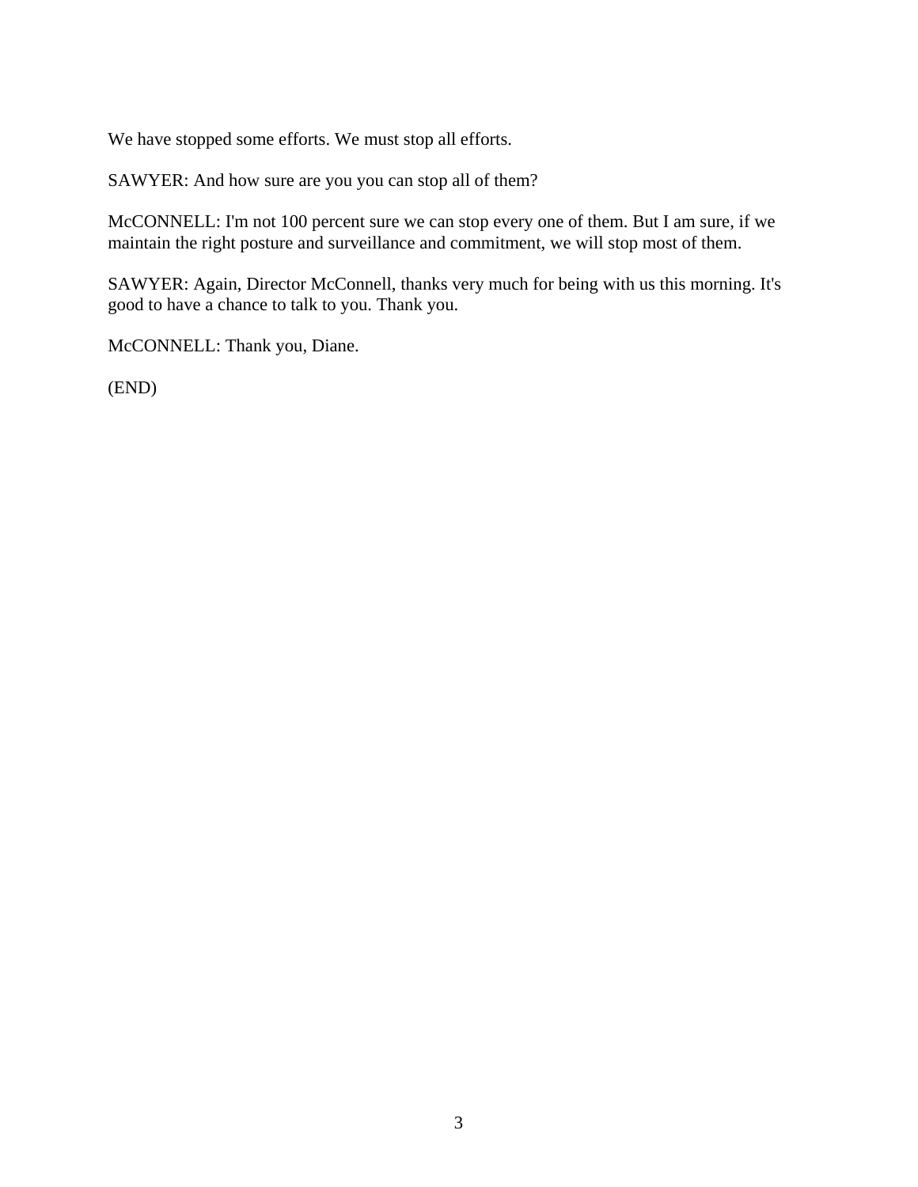We have stopped some efforts. We must stop all efforts.

SAWYER: And how sure are you you can stop all of them?

McCONNELL: I'm not 100 percent sure we can stop every one of them. But I am sure, if we maintain the right posture and surveillance and commitment, we will stop most of them.

SAWYER: Again, Director McConnell, thanks very much for being with us this morning. It's good to have a chance to talk to you. Thank you.

McCONNELL: Thank you, Diane.

(END)